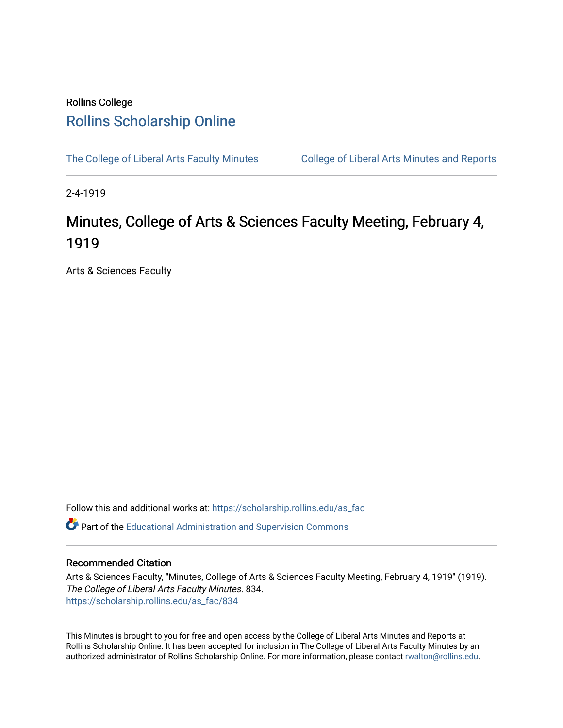Rollins College

# Rollins Scholarship Online

The College of Liberal Arts Faculty Minutes | College of Liberal Arts Minutes and Reports

2-4-1919

# Minutes, College of Arts & Sciences Faculty Meeting, February 4, 1919

Arts & Sciences Faculty

Follow this and additional works at: https://scholarship.rollins.edu/as_fac

Part of the Educational Administration and Supervision Commons

## Recommended Citation

Arts & Sciences Faculty, "Minutes, College of Arts & Sciences Faculty Meeting, February 4, 1919" (1919). *The College of Liberal Arts Faculty Minutes*. 834.
https://scholarship.rollins.edu/as_fac/834

This Minutes is brought to you for free and open access by the College of Liberal Arts Minutes and Reports at Rollins Scholarship Online. It has been accepted for inclusion in The College of Liberal Arts Faculty Minutes by an authorized administrator of Rollins Scholarship Online. For more information, please contact rwalton@rollins.edu.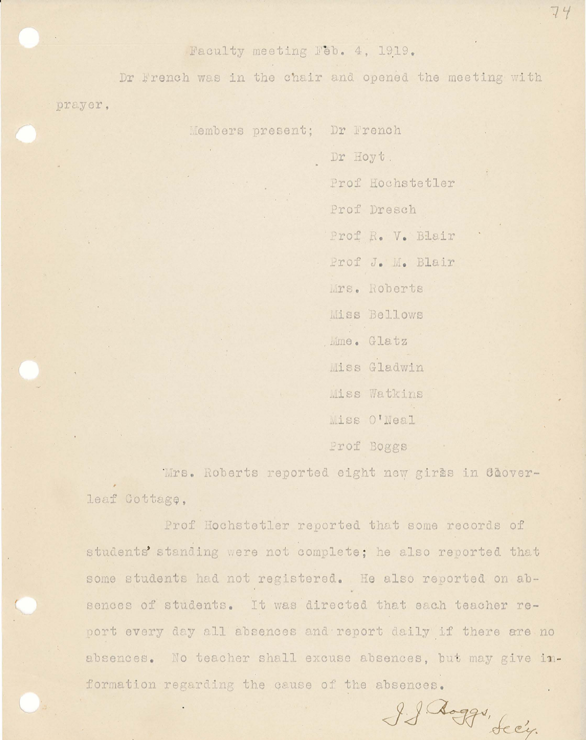Faculty meeting Feb. 4, 1919.

Dr French was in the chair and opened the meeting with prayer,

Members present; Dr French
Dr Hoyt
Prof Hochstetler
Prof Dresch
Prof R. V. Blair
Prof J. M. Blair
Mrs. Roberts
Miss Bellows
Mme. Glatz
Miss Gladwin
Miss Watkins
Miss O'Neal
Prof Boggs

Mrs. Roberts reported eight new girls in Cloverleaf Cottage,

Prof Hochstetler reported that some records of students' standing were not complete; he also reported that some students had not registered. He also reported on absences of students. It was directed that each teacher report every day all absences and report daily if there are no absences. No teacher shall excuse absences, but may give information regarding the cause of the absences.

J J Boggs, Secy.